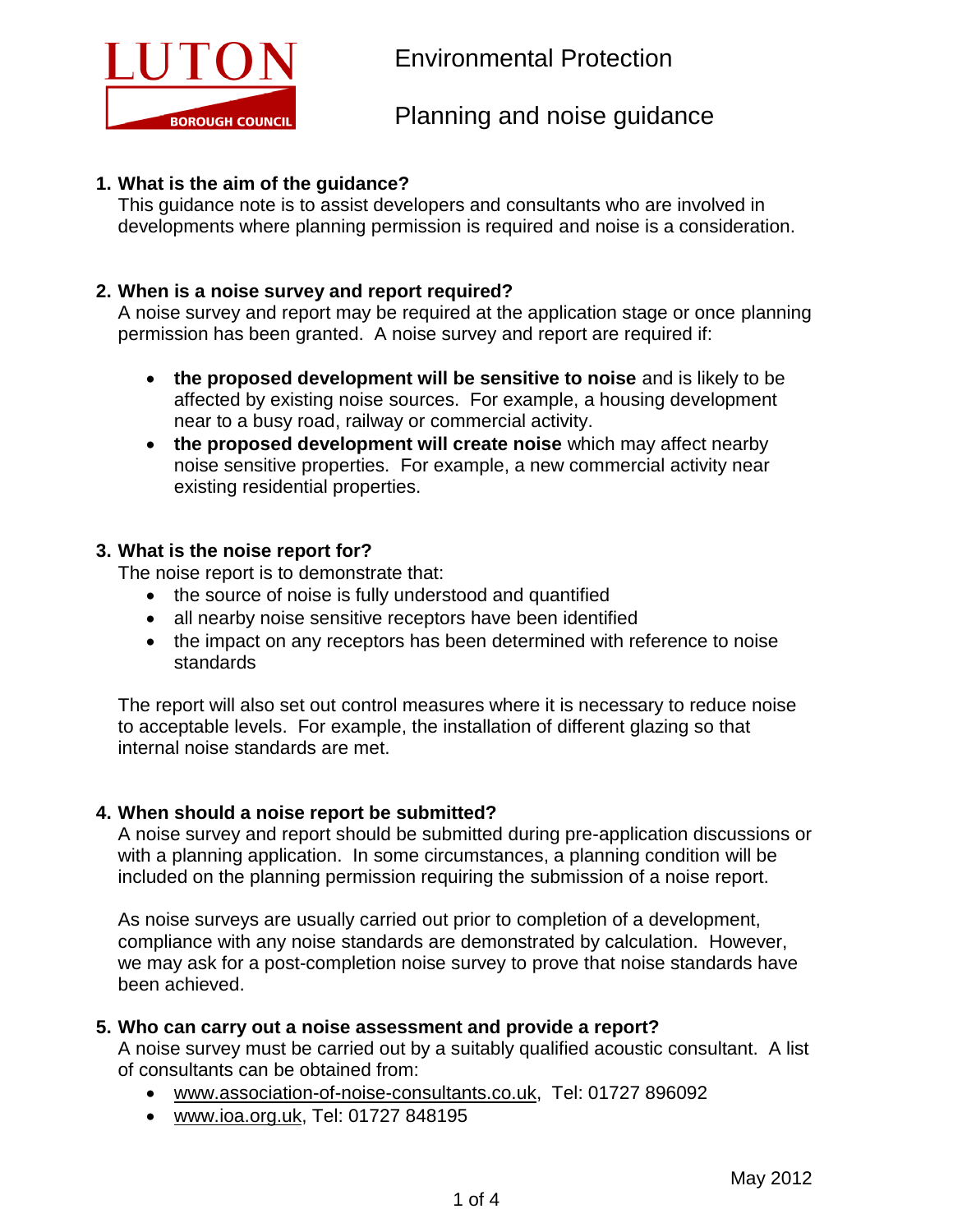LUTON BOROUGH COUNCIL

# Environmental Protection

# Planning and noise guidance

## 1. What is the aim of the guidance?

This guidance note is to assist developers and consultants who are involved in developments where planning permission is required and noise is a consideration.

## 2. When is a noise survey and report required?

A noise survey and report may be required at the application stage or once planning permission has been granted. A noise survey and report are required if:

- **the proposed development will be sensitive to noise** and is likely to be affected by existing noise sources. For example, a housing development near to a busy road, railway or commercial activity.
- **the proposed development will create noise** which may affect nearby noise sensitive properties. For example, a new commercial activity near existing residential properties.

## 3. What is the noise report for?

The noise report is to demonstrate that:

- the source of noise is fully understood and quantified
- all nearby noise sensitive receptors have been identified
- the impact on any receptors has been determined with reference to noise standards

The report will also set out control measures where it is necessary to reduce noise to acceptable levels. For example, the installation of different glazing so that internal noise standards are met.

## 4. When should a noise report be submitted?

A noise survey and report should be submitted during pre-application discussions or with a planning application. In some circumstances, a planning condition will be included on the planning permission requiring the submission of a noise report.

As noise surveys are usually carried out prior to completion of a development, compliance with any noise standards are demonstrated by calculation. However, we may ask for a post-completion noise survey to prove that noise standards have been achieved.

## 5. Who can carry out a noise assessment and provide a report?

A noise survey must be carried out by a suitably qualified acoustic consultant. A list of consultants can be obtained from:

- www.association-of-noise-consultants.co.uk, Tel: 01727 896092
- www.ioa.org.uk, Tel: 01727 848195

May 2012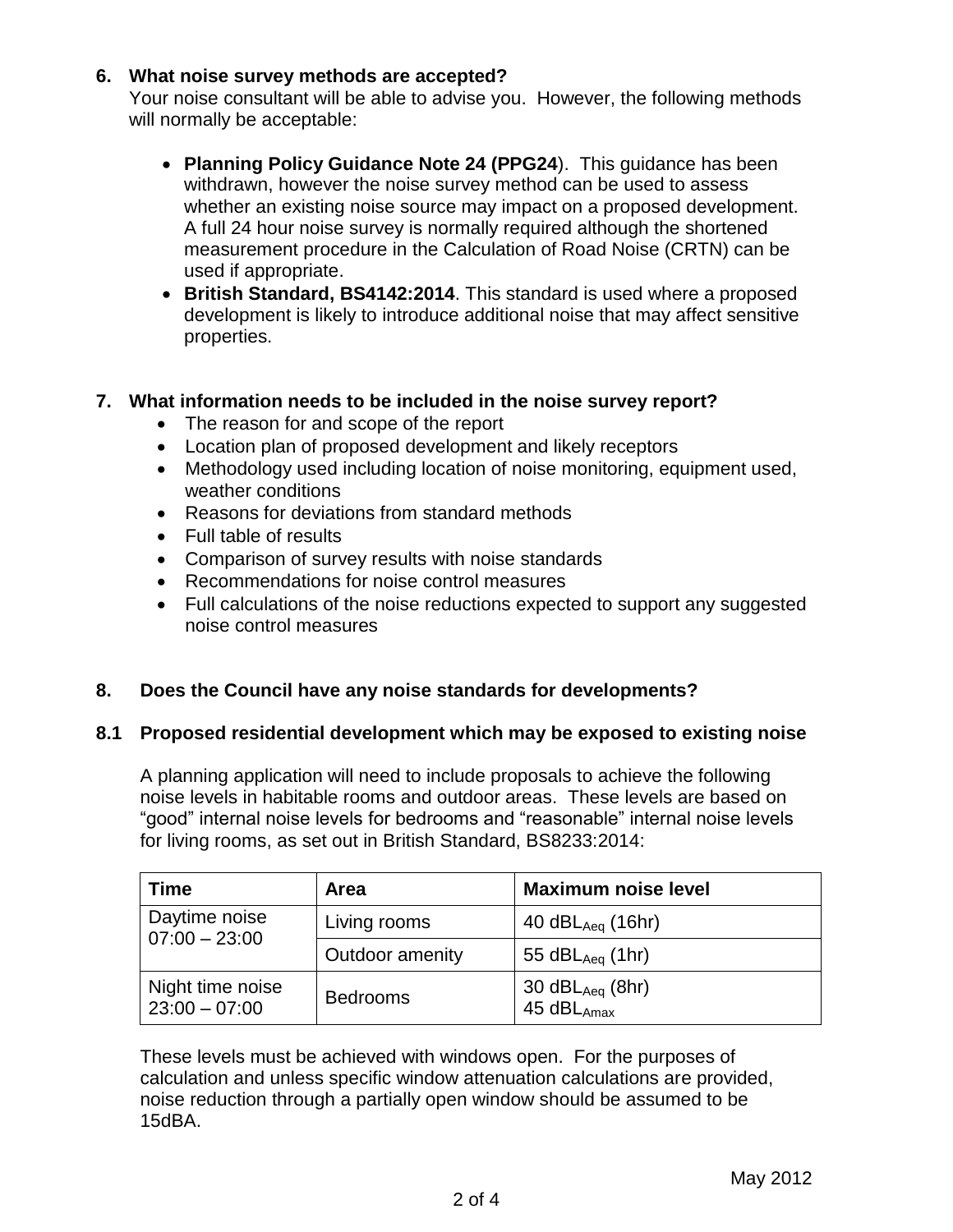## 6. What noise survey methods are accepted?

Your noise consultant will be able to advise you. However, the following methods will normally be acceptable:

- **Planning Policy Guidance Note 24 (PPG24)**. This guidance has been withdrawn, however the noise survey method can be used to assess whether an existing noise source may impact on a proposed development. A full 24 hour noise survey is normally required although the shortened measurement procedure in the Calculation of Road Noise (CRTN) can be used if appropriate.
- **British Standard, BS4142:2014**. This standard is used where a proposed development is likely to introduce additional noise that may affect sensitive properties.

## 7. What information needs to be included in the noise survey report?

- The reason for and scope of the report
- Location plan of proposed development and likely receptors
- Methodology used including location of noise monitoring, equipment used, weather conditions
- Reasons for deviations from standard methods
- Full table of results
- Comparison of survey results with noise standards
- Recommendations for noise control measures
- Full calculations of the noise reductions expected to support any suggested noise control measures

## 8. Does the Council have any noise standards for developments?

### 8.1 Proposed residential development which may be exposed to existing noise

A planning application will need to include proposals to achieve the following noise levels in habitable rooms and outdoor areas. These levels are based on “good” internal noise levels for bedrooms and “reasonable” internal noise levels for living rooms, as set out in British Standard, BS8233:2014:

| Time | Area | Maximum noise level |
|---|---|---|
| Daytime noise 07:00 – 23:00 | Living rooms | 40 $dBL_{Aeq}$ (16hr) |
| | Outdoor amenity | 55 $dBL_{Aeq}$ (1hr) |
| Night time noise 23:00 – 07:00 | Bedrooms | 30 $dBL_{Aeq}$ (8hr)<br>45 $dBL_{Amax}$ |

These levels must be achieved with windows open. For the purposes of calculation and unless specific window attenuation calculations are provided, noise reduction through a partially open window should be assumed to be 15dBA.

May 2012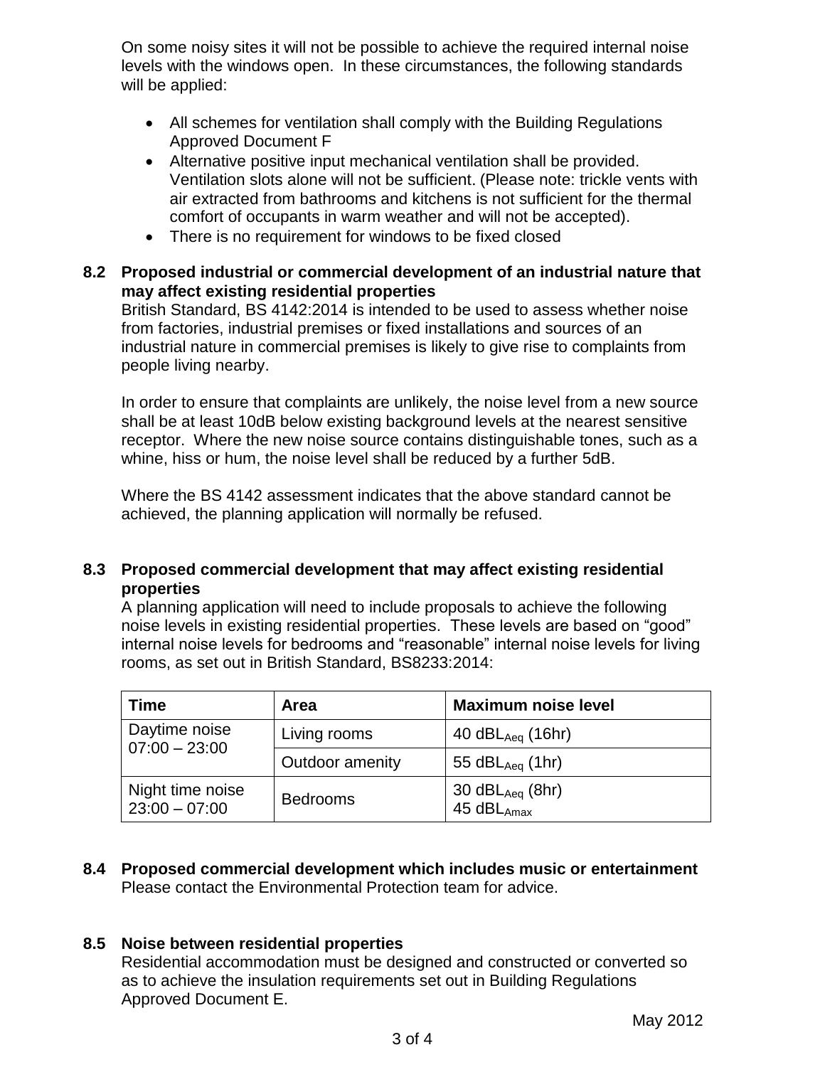On some noisy sites it will not be possible to achieve the required internal noise levels with the windows open. In these circumstances, the following standards will be applied:

- All schemes for ventilation shall comply with the Building Regulations Approved Document F
- Alternative positive input mechanical ventilation shall be provided. Ventilation slots alone will not be sufficient. (Please note: trickle vents with air extracted from bathrooms and kitchens is not sufficient for the thermal comfort of occupants in warm weather and will not be accepted).
- There is no requirement for windows to be fixed closed

### 8.2 Proposed industrial or commercial development of an industrial nature that may affect existing residential properties

British Standard, BS 4142:2014 is intended to be used to assess whether noise from factories, industrial premises or fixed installations and sources of an industrial nature in commercial premises is likely to give rise to complaints from people living nearby.

In order to ensure that complaints are unlikely, the noise level from a new source shall be at least 10dB below existing background levels at the nearest sensitive receptor. Where the new noise source contains distinguishable tones, such as a whine, hiss or hum, the noise level shall be reduced by a further 5dB.

Where the BS 4142 assessment indicates that the above standard cannot be achieved, the planning application will normally be refused.

### 8.3 Proposed commercial development that may affect existing residential properties

A planning application will need to include proposals to achieve the following noise levels in existing residential properties. These levels are based on “good” internal noise levels for bedrooms and “reasonable” internal noise levels for living rooms, as set out in British Standard, BS8233:2014:

| Time | Area | Maximum noise level |
|---|---|---|
| Daytime noise 07:00 – 23:00 | Living rooms | 40 $dBL_{Aeq}$ (16hr) |
| | Outdoor amenity | 55 $dBL_{Aeq}$ (1hr) |
| Night time noise 23:00 – 07:00 | Bedrooms | 30 $dBL_{Aeq}$ (8hr) 45 $dBL_{Amax}$ |

### 8.4 Proposed commercial development which includes music or entertainment

Please contact the Environmental Protection team for advice.

### 8.5 Noise between residential properties

Residential accommodation must be designed and constructed or converted so as to achieve the insulation requirements set out in Building Regulations Approved Document E.

May 2012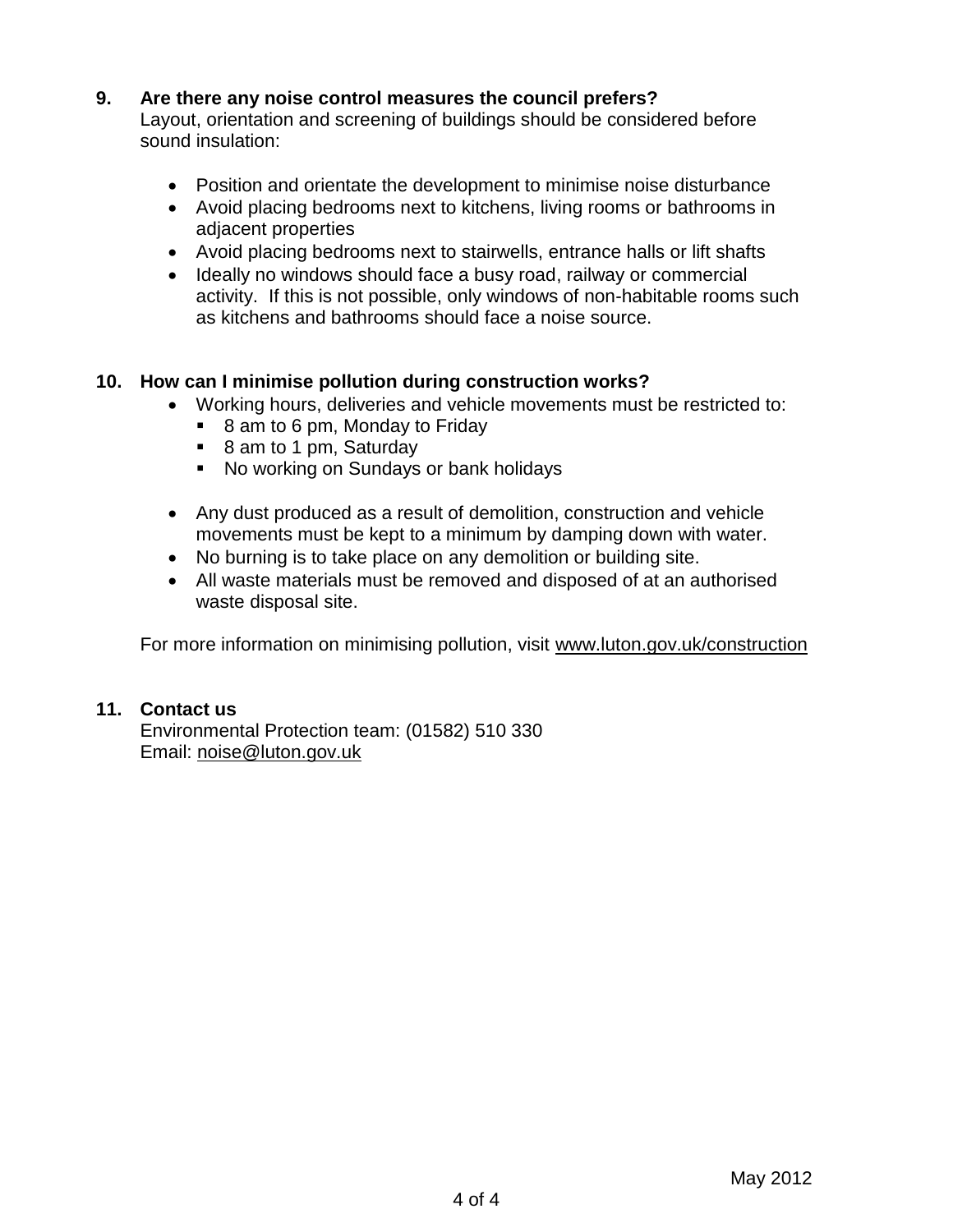## 9. Are there any noise control measures the council prefers?

Layout, orientation and screening of buildings should be considered before sound insulation:

- Position and orientate the development to minimise noise disturbance
- Avoid placing bedrooms next to kitchens, living rooms or bathrooms in adjacent properties
- Avoid placing bedrooms next to stairwells, entrance halls or lift shafts
- Ideally no windows should face a busy road, railway or commercial activity. If this is not possible, only windows of non-habitable rooms such as kitchens and bathrooms should face a noise source.

## 10. How can I minimise pollution during construction works?

- Working hours, deliveries and vehicle movements must be restricted to:
  - 8 am to 6 pm, Monday to Friday
  - 8 am to 1 pm, Saturday
  - No working on Sundays or bank holidays

- Any dust produced as a result of demolition, construction and vehicle movements must be kept to a minimum by damping down with water.
- No burning is to take place on any demolition or building site.
- All waste materials must be removed and disposed of at an authorised waste disposal site.

For more information on minimising pollution, visit www.luton.gov.uk/construction

## 11. Contact us

Environmental Protection team: (01582) 510 330
Email: noise@luton.gov.uk

May 2012